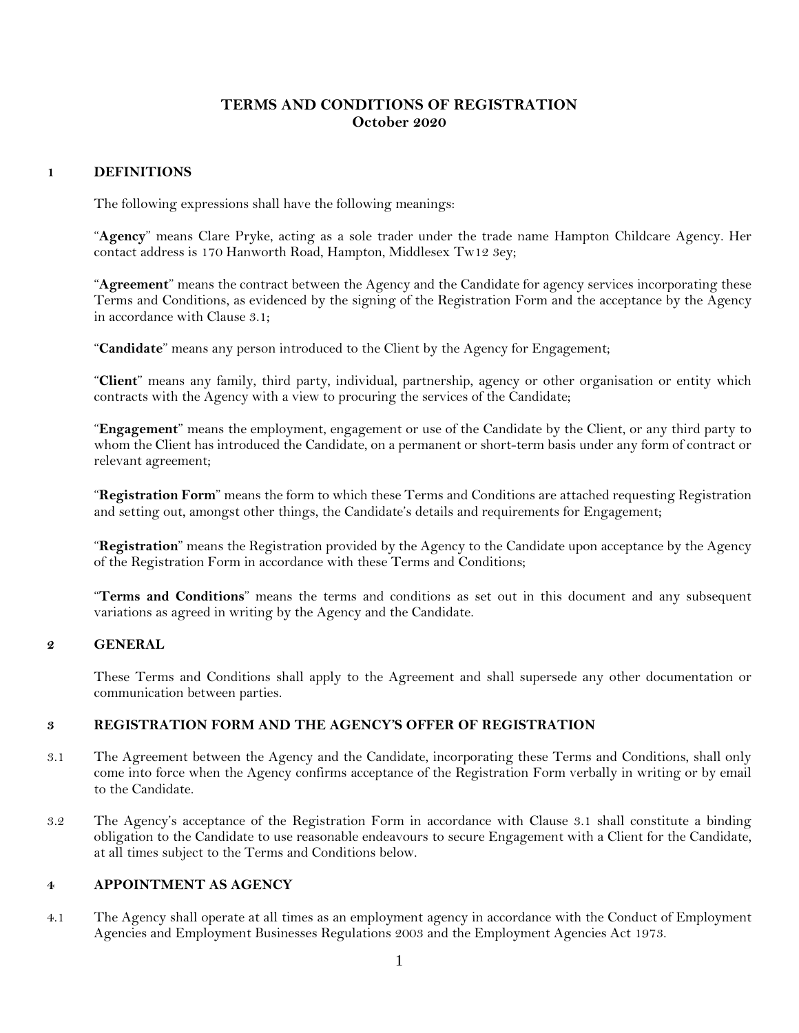# TERMS AND CONDITIONS OF REGISTRATION
## October 2020

## 1 DEFINITIONS

The following expressions shall have the following meanings:

"**Agency**" means Clare Pryke, acting as a sole trader under the trade name Hampton Childcare Agency. Her contact address is 170 Hanworth Road, Hampton, Middlesex Tw12 3ey;

"**Agreement**" means the contract between the Agency and the Candidate for agency services incorporating these Terms and Conditions, as evidenced by the signing of the Registration Form and the acceptance by the Agency in accordance with Clause 3.1;

"**Candidate**" means any person introduced to the Client by the Agency for Engagement;

"**Client**" means any family, third party, individual, partnership, agency or other organisation or entity which contracts with the Agency with a view to procuring the services of the Candidate;

"**Engagement**" means the employment, engagement or use of the Candidate by the Client, or any third party to whom the Client has introduced the Candidate, on a permanent or short-term basis under any form of contract or relevant agreement;

"**Registration Form**" means the form to which these Terms and Conditions are attached requesting Registration and setting out, amongst other things, the Candidate's details and requirements for Engagement;

"**Registration**" means the Registration provided by the Agency to the Candidate upon acceptance by the Agency of the Registration Form in accordance with these Terms and Conditions;

"**Terms and Conditions**" means the terms and conditions as set out in this document and any subsequent variations as agreed in writing by the Agency and the Candidate.

## 2 GENERAL

These Terms and Conditions shall apply to the Agreement and shall supersede any other documentation or communication between parties.

## 3 REGISTRATION FORM AND THE AGENCY'S OFFER OF REGISTRATION

3.1 The Agreement between the Agency and the Candidate, incorporating these Terms and Conditions, shall only come into force when the Agency confirms acceptance of the Registration Form verbally in writing or by email to the Candidate.

3.2 The Agency's acceptance of the Registration Form in accordance with Clause 3.1 shall constitute a binding obligation to the Candidate to use reasonable endeavours to secure Engagement with a Client for the Candidate, at all times subject to the Terms and Conditions below.

## 4 APPOINTMENT AS AGENCY

4.1 The Agency shall operate at all times as an employment agency in accordance with the Conduct of Employment Agencies and Employment Businesses Regulations 2003 and the Employment Agencies Act 1973.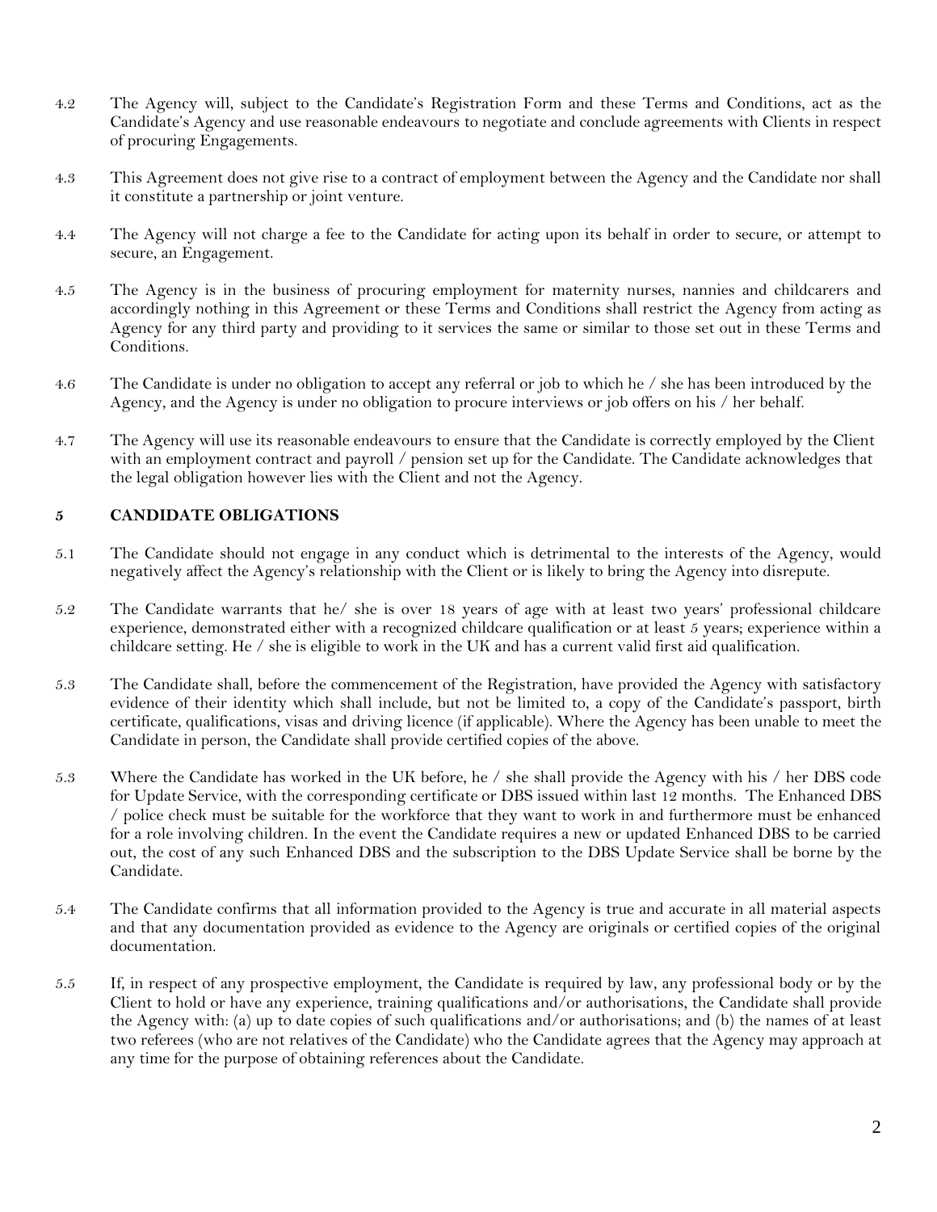4.2 The Agency will, subject to the Candidate's Registration Form and these Terms and Conditions, act as the Candidate's Agency and use reasonable endeavours to negotiate and conclude agreements with Clients in respect of procuring Engagements.

4.3 This Agreement does not give rise to a contract of employment between the Agency and the Candidate nor shall it constitute a partnership or joint venture.

4.4 The Agency will not charge a fee to the Candidate for acting upon its behalf in order to secure, or attempt to secure, an Engagement.

4.5 The Agency is in the business of procuring employment for maternity nurses, nannies and childcarers and accordingly nothing in this Agreement or these Terms and Conditions shall restrict the Agency from acting as Agency for any third party and providing to it services the same or similar to those set out in these Terms and Conditions.

4.6 The Candidate is under no obligation to accept any referral or job to which he / she has been introduced by the Agency, and the Agency is under no obligation to procure interviews or job offers on his / her behalf.

4.7 The Agency will use its reasonable endeavours to ensure that the Candidate is correctly employed by the Client with an employment contract and payroll / pension set up for the Candidate. The Candidate acknowledges that the legal obligation however lies with the Client and not the Agency.

## 5 CANDIDATE OBLIGATIONS

5.1 The Candidate should not engage in any conduct which is detrimental to the interests of the Agency, would negatively affect the Agency's relationship with the Client or is likely to bring the Agency into disrepute.

5.2 The Candidate warrants that he/ she is over 18 years of age with at least two years' professional childcare experience, demonstrated either with a recognized childcare qualification or at least 5 years; experience within a childcare setting. He / she is eligible to work in the UK and has a current valid first aid qualification.

5.3 The Candidate shall, before the commencement of the Registration, have provided the Agency with satisfactory evidence of their identity which shall include, but not be limited to, a copy of the Candidate's passport, birth certificate, qualifications, visas and driving licence (if applicable). Where the Agency has been unable to meet the Candidate in person, the Candidate shall provide certified copies of the above.

5.3 Where the Candidate has worked in the UK before, he / she shall provide the Agency with his / her DBS code for Update Service, with the corresponding certificate or DBS issued within last 12 months. The Enhanced DBS / police check must be suitable for the workforce that they want to work in and furthermore must be enhanced for a role involving children. In the event the Candidate requires a new or updated Enhanced DBS to be carried out, the cost of any such Enhanced DBS and the subscription to the DBS Update Service shall be borne by the Candidate.

5.4 The Candidate confirms that all information provided to the Agency is true and accurate in all material aspects and that any documentation provided as evidence to the Agency are originals or certified copies of the original documentation.

5.5 If, in respect of any prospective employment, the Candidate is required by law, any professional body or by the Client to hold or have any experience, training qualifications and/or authorisations, the Candidate shall provide the Agency with: (a) up to date copies of such qualifications and/or authorisations; and (b) the names of at least two referees (who are not relatives of the Candidate) who the Candidate agrees that the Agency may approach at any time for the purpose of obtaining references about the Candidate.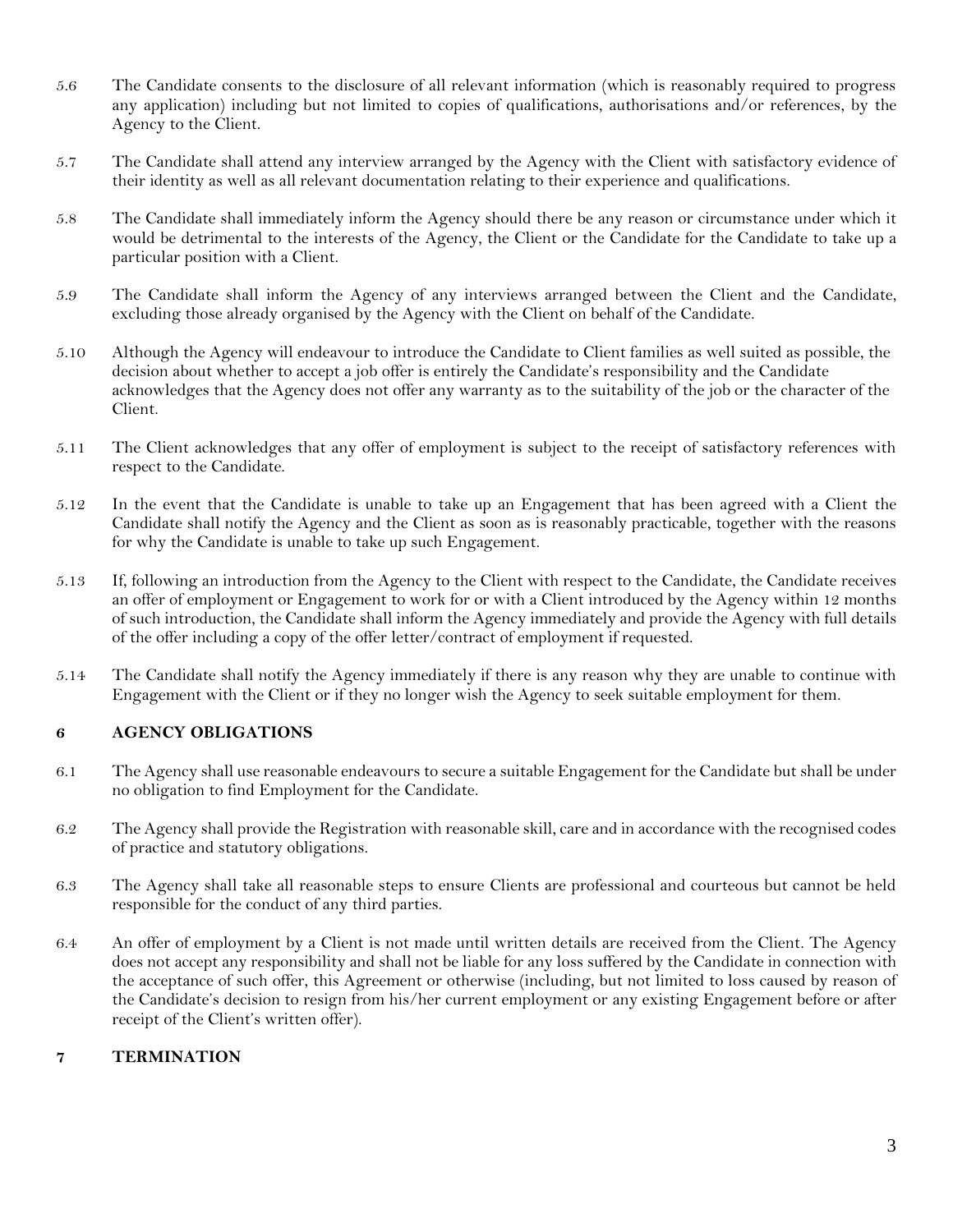5.6 The Candidate consents to the disclosure of all relevant information (which is reasonably required to progress any application) including but not limited to copies of qualifications, authorisations and/or references, by the Agency to the Client.

5.7 The Candidate shall attend any interview arranged by the Agency with the Client with satisfactory evidence of their identity as well as all relevant documentation relating to their experience and qualifications.

5.8 The Candidate shall immediately inform the Agency should there be any reason or circumstance under which it would be detrimental to the interests of the Agency, the Client or the Candidate for the Candidate to take up a particular position with a Client.

5.9 The Candidate shall inform the Agency of any interviews arranged between the Client and the Candidate, excluding those already organised by the Agency with the Client on behalf of the Candidate.

5.10 Although the Agency will endeavour to introduce the Candidate to Client families as well suited as possible, the decision about whether to accept a job offer is entirely the Candidate's responsibility and the Candidate acknowledges that the Agency does not offer any warranty as to the suitability of the job or the character of the Client.

5.11 The Client acknowledges that any offer of employment is subject to the receipt of satisfactory references with respect to the Candidate.

5.12 In the event that the Candidate is unable to take up an Engagement that has been agreed with a Client the Candidate shall notify the Agency and the Client as soon as is reasonably practicable, together with the reasons for why the Candidate is unable to take up such Engagement.

5.13 If, following an introduction from the Agency to the Client with respect to the Candidate, the Candidate receives an offer of employment or Engagement to work for or with a Client introduced by the Agency within 12 months of such introduction, the Candidate shall inform the Agency immediately and provide the Agency with full details of the offer including a copy of the offer letter/contract of employment if requested.

5.14 The Candidate shall notify the Agency immediately if there is any reason why they are unable to continue with Engagement with the Client or if they no longer wish the Agency to seek suitable employment for them.

## 6 AGENCY OBLIGATIONS

6.1 The Agency shall use reasonable endeavours to secure a suitable Engagement for the Candidate but shall be under no obligation to find Employment for the Candidate.

6.2 The Agency shall provide the Registration with reasonable skill, care and in accordance with the recognised codes of practice and statutory obligations.

6.3 The Agency shall take all reasonable steps to ensure Clients are professional and courteous but cannot be held responsible for the conduct of any third parties.

6.4 An offer of employment by a Client is not made until written details are received from the Client. The Agency does not accept any responsibility and shall not be liable for any loss suffered by the Candidate in connection with the acceptance of such offer, this Agreement or otherwise (including, but not limited to loss caused by reason of the Candidate's decision to resign from his/her current employment or any existing Engagement before or after receipt of the Client's written offer).

## 7 TERMINATION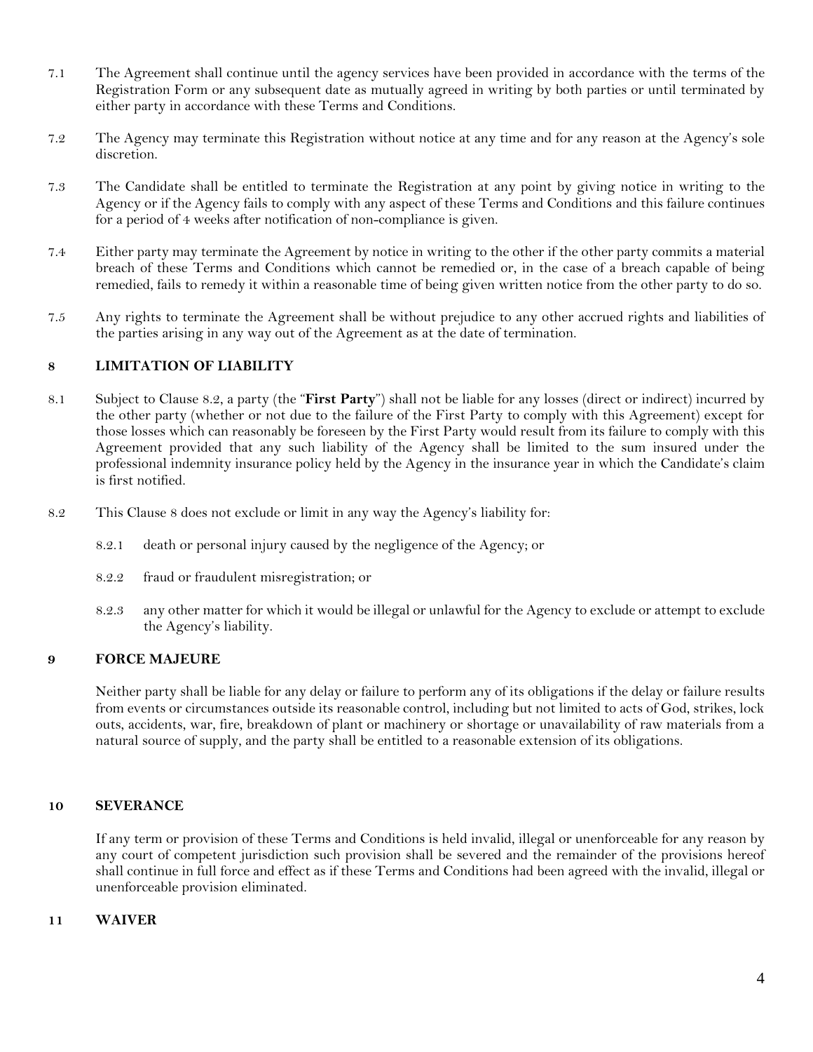7.1 The Agreement shall continue until the agency services have been provided in accordance with the terms of the Registration Form or any subsequent date as mutually agreed in writing by both parties or until terminated by either party in accordance with these Terms and Conditions.

7.2 The Agency may terminate this Registration without notice at any time and for any reason at the Agency's sole discretion.

7.3 The Candidate shall be entitled to terminate the Registration at any point by giving notice in writing to the Agency or if the Agency fails to comply with any aspect of these Terms and Conditions and this failure continues for a period of 4 weeks after notification of non-compliance is given.

7.4 Either party may terminate the Agreement by notice in writing to the other if the other party commits a material breach of these Terms and Conditions which cannot be remedied or, in the case of a breach capable of being remedied, fails to remedy it within a reasonable time of being given written notice from the other party to do so.

7.5 Any rights to terminate the Agreement shall be without prejudice to any other accrued rights and liabilities of the parties arising in any way out of the Agreement as at the date of termination.

## 8 LIMITATION OF LIABILITY

8.1 Subject to Clause 8.2, a party (the "**First Party**") shall not be liable for any losses (direct or indirect) incurred by the other party (whether or not due to the failure of the First Party to comply with this Agreement) except for those losses which can reasonably be foreseen by the First Party would result from its failure to comply with this Agreement provided that any such liability of the Agency shall be limited to the sum insured under the professional indemnity insurance policy held by the Agency in the insurance year in which the Candidate's claim is first notified.

8.2 This Clause 8 does not exclude or limit in any way the Agency's liability for:

8.2.1 death or personal injury caused by the negligence of the Agency; or

8.2.2 fraud or fraudulent misregistration; or

8.2.3 any other matter for which it would be illegal or unlawful for the Agency to exclude or attempt to exclude the Agency's liability.

## 9 FORCE MAJEURE

Neither party shall be liable for any delay or failure to perform any of its obligations if the delay or failure results from events or circumstances outside its reasonable control, including but not limited to acts of God, strikes, lock outs, accidents, war, fire, breakdown of plant or machinery or shortage or unavailability of raw materials from a natural source of supply, and the party shall be entitled to a reasonable extension of its obligations.

## 10 SEVERANCE

If any term or provision of these Terms and Conditions is held invalid, illegal or unenforceable for any reason by any court of competent jurisdiction such provision shall be severed and the remainder of the provisions hereof shall continue in full force and effect as if these Terms and Conditions had been agreed with the invalid, illegal or unenforceable provision eliminated.

## 11 WAIVER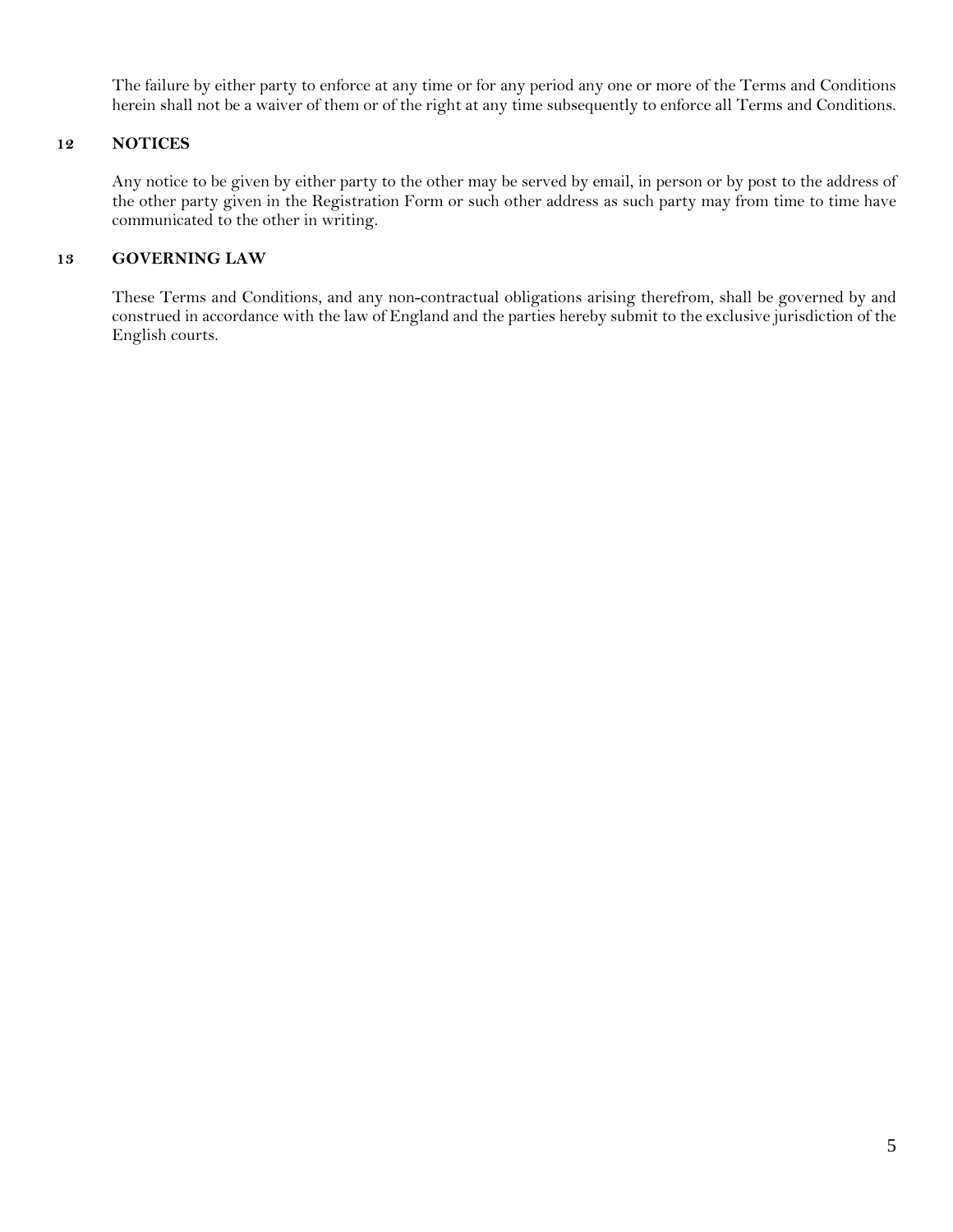The failure by either party to enforce at any time or for any period any one or more of the Terms and Conditions herein shall not be a waiver of them or of the right at any time subsequently to enforce all Terms and Conditions.

## 12 NOTICES

Any notice to be given by either party to the other may be served by email, in person or by post to the address of the other party given in the Registration Form or such other address as such party may from time to time have communicated to the other in writing.

## 13 GOVERNING LAW

These Terms and Conditions, and any non-contractual obligations arising therefrom, shall be governed by and construed in accordance with the law of England and the parties hereby submit to the exclusive jurisdiction of the English courts.